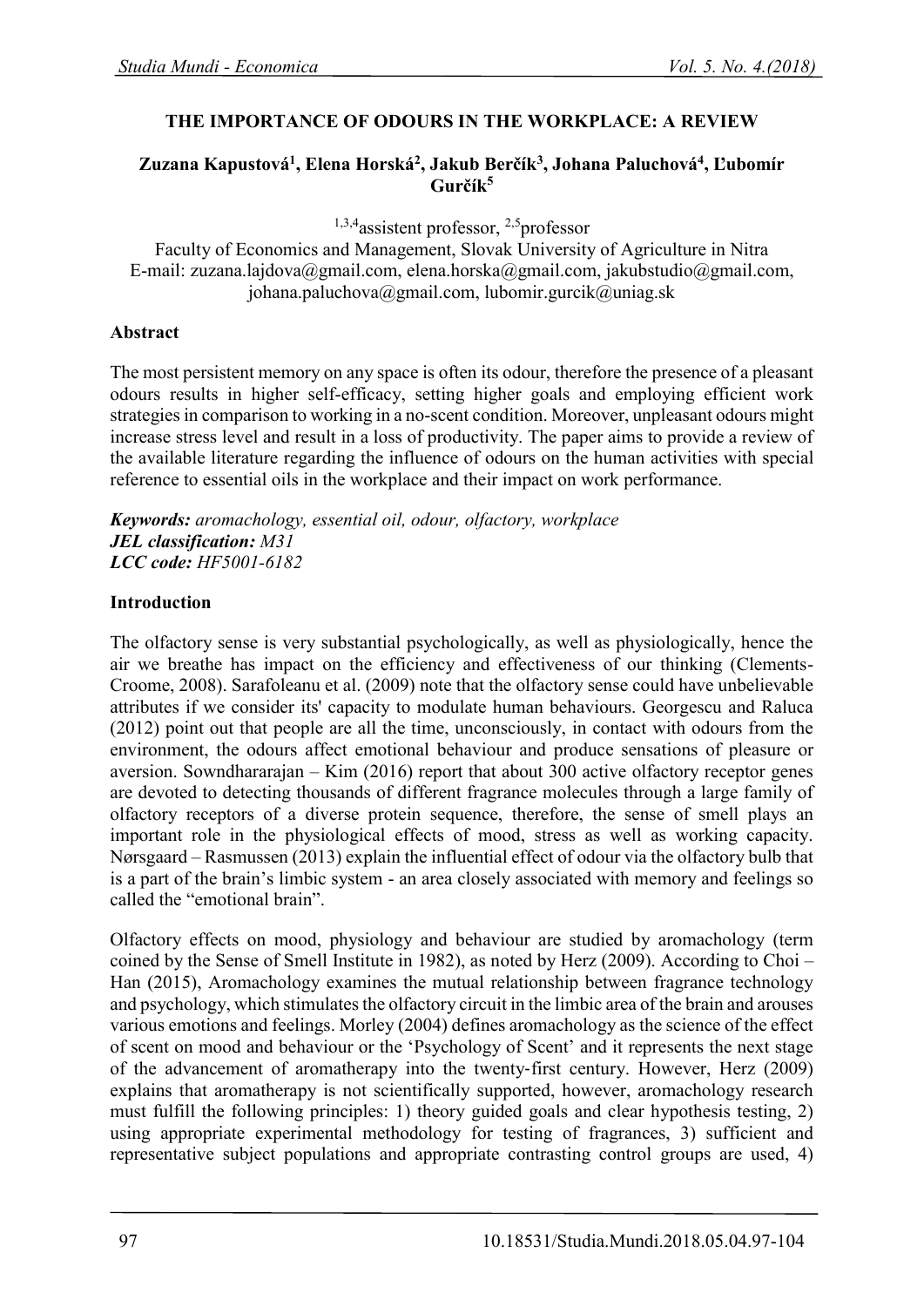# THE IMPORTANCE OF ODOURS IN THE WORKPLACE: A REVIEW

**Zuzana Kapustová[1], Elena Horská[2], Jakub Berčík[3], Johana Paluchová[4], Ľubomír Gurčík[5]**

[1,3,4]assistent professor, [2,5]professor
Faculty of Economics and Management, Slovak University of Agriculture in Nitra
E-mail: zuzana.lajdova@gmail.com, elena.horska@gmail.com, jakubstudio@gmail.com, johana.paluchova@gmail.com, lubomir.gurcik@uniag.sk

## Abstract

The most persistent memory on any space is often its odour, therefore the presence of a pleasant odours results in higher self-efficacy, setting higher goals and employing efficient work strategies in comparison to working in a no-scent condition. Moreover, unpleasant odours might increase stress level and result in a loss of productivity. The paper aims to provide a review of the available literature regarding the influence of odours on the human activities with special reference to essential oils in the workplace and their impact on work performance.

***Keywords:*** *aromachology, essential oil, odour, olfactory, workplace*
***JEL classification:*** *M31*
***LCC code:*** *HF5001-6182*

## Introduction

The olfactory sense is very substantial psychologically, as well as physiologically, hence the air we breathe has impact on the efficiency and effectiveness of our thinking (Clements-Croome, 2008). Sarafoleanu et al. (2009) note that the olfactory sense could have unbelievable attributes if we consider its' capacity to modulate human behaviours. Georgescu and Raluca (2012) point out that people are all the time, unconsciously, in contact with odours from the environment, the odours affect emotional behaviour and produce sensations of pleasure or aversion. Sowndhararajan – Kim (2016) report that about 300 active olfactory receptor genes are devoted to detecting thousands of different fragrance molecules through a large family of olfactory receptors of a diverse protein sequence, therefore, the sense of smell plays an important role in the physiological effects of mood, stress as well as working capacity. Nørsgaard – Rasmussen (2013) explain the influential effect of odour via the olfactory bulb that is a part of the brain's limbic system - an area closely associated with memory and feelings so called the "emotional brain".

Olfactory effects on mood, physiology and behaviour are studied by aromachology (term coined by the Sense of Smell Institute in 1982), as noted by Herz (2009). According to Choi – Han (2015), Aromachology examines the mutual relationship between fragrance technology and psychology, which stimulates the olfactory circuit in the limbic area of the brain and arouses various emotions and feelings. Morley (2004) defines aromachology as the science of the effect of scent on mood and behaviour or the 'Psychology of Scent' and it represents the next stage of the advancement of aromatherapy into the twenty-first century. However, Herz (2009) explains that aromatherapy is not scientifically supported, however, aromachology research must fulfill the following principles: 1) theory guided goals and clear hypothesis testing, 2) using appropriate experimental methodology for testing of fragrances, 3) sufficient and representative subject populations and appropriate contrasting control groups are used, 4)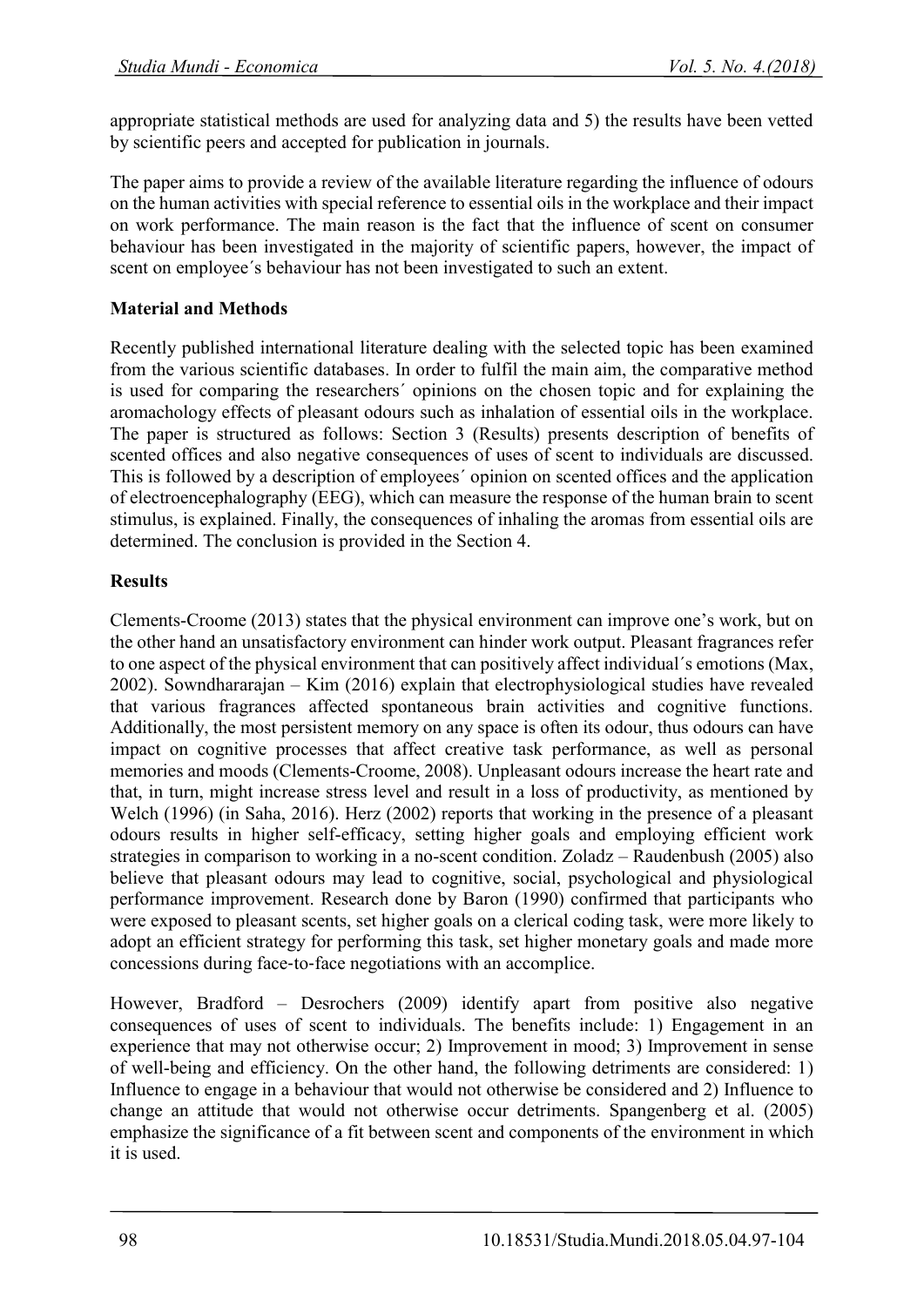appropriate statistical methods are used for analyzing data and 5) the results have been vetted by scientific peers and accepted for publication in journals.

The paper aims to provide a review of the available literature regarding the influence of odours on the human activities with special reference to essential oils in the workplace and their impact on work performance. The main reason is the fact that the influence of scent on consumer behaviour has been investigated in the majority of scientific papers, however, the impact of scent on employee´s behaviour has not been investigated to such an extent.

## Material and Methods

Recently published international literature dealing with the selected topic has been examined from the various scientific databases. In order to fulfil the main aim, the comparative method is used for comparing the researchers´ opinions on the chosen topic and for explaining the aromachology effects of pleasant odours such as inhalation of essential oils in the workplace. The paper is structured as follows: Section 3 (Results) presents description of benefits of scented offices and also negative consequences of uses of scent to individuals are discussed. This is followed by a description of employees´ opinion on scented offices and the application of electroencephalography (EEG), which can measure the response of the human brain to scent stimulus, is explained. Finally, the consequences of inhaling the aromas from essential oils are determined. The conclusion is provided in the Section 4.

## Results

Clements-Croome (2013) states that the physical environment can improve one's work, but on the other hand an unsatisfactory environment can hinder work output. Pleasant fragrances refer to one aspect of the physical environment that can positively affect individual´s emotions (Max, 2002). Sowndhararajan – Kim (2016) explain that electrophysiological studies have revealed that various fragrances affected spontaneous brain activities and cognitive functions. Additionally, the most persistent memory on any space is often its odour, thus odours can have impact on cognitive processes that affect creative task performance, as well as personal memories and moods (Clements-Croome, 2008). Unpleasant odours increase the heart rate and that, in turn, might increase stress level and result in a loss of productivity, as mentioned by Welch (1996) (in Saha, 2016). Herz (2002) reports that working in the presence of a pleasant odours results in higher self-efficacy, setting higher goals and employing efficient work strategies in comparison to working in a no-scent condition. Zoladz – Raudenbush (2005) also believe that pleasant odours may lead to cognitive, social, psychological and physiological performance improvement. Research done by Baron (1990) confirmed that participants who were exposed to pleasant scents, set higher goals on a clerical coding task, were more likely to adopt an efficient strategy for performing this task, set higher monetary goals and made more concessions during face-to-face negotiations with an accomplice.

However, Bradford – Desrochers (2009) identify apart from positive also negative consequences of uses of scent to individuals. The benefits include: 1) Engagement in an experience that may not otherwise occur; 2) Improvement in mood; 3) Improvement in sense of well-being and efficiency. On the other hand, the following detriments are considered: 1) Influence to engage in a behaviour that would not otherwise be considered and 2) Influence to change an attitude that would not otherwise occur detriments. Spangenberg et al. (2005) emphasize the significance of a fit between scent and components of the environment in which it is used.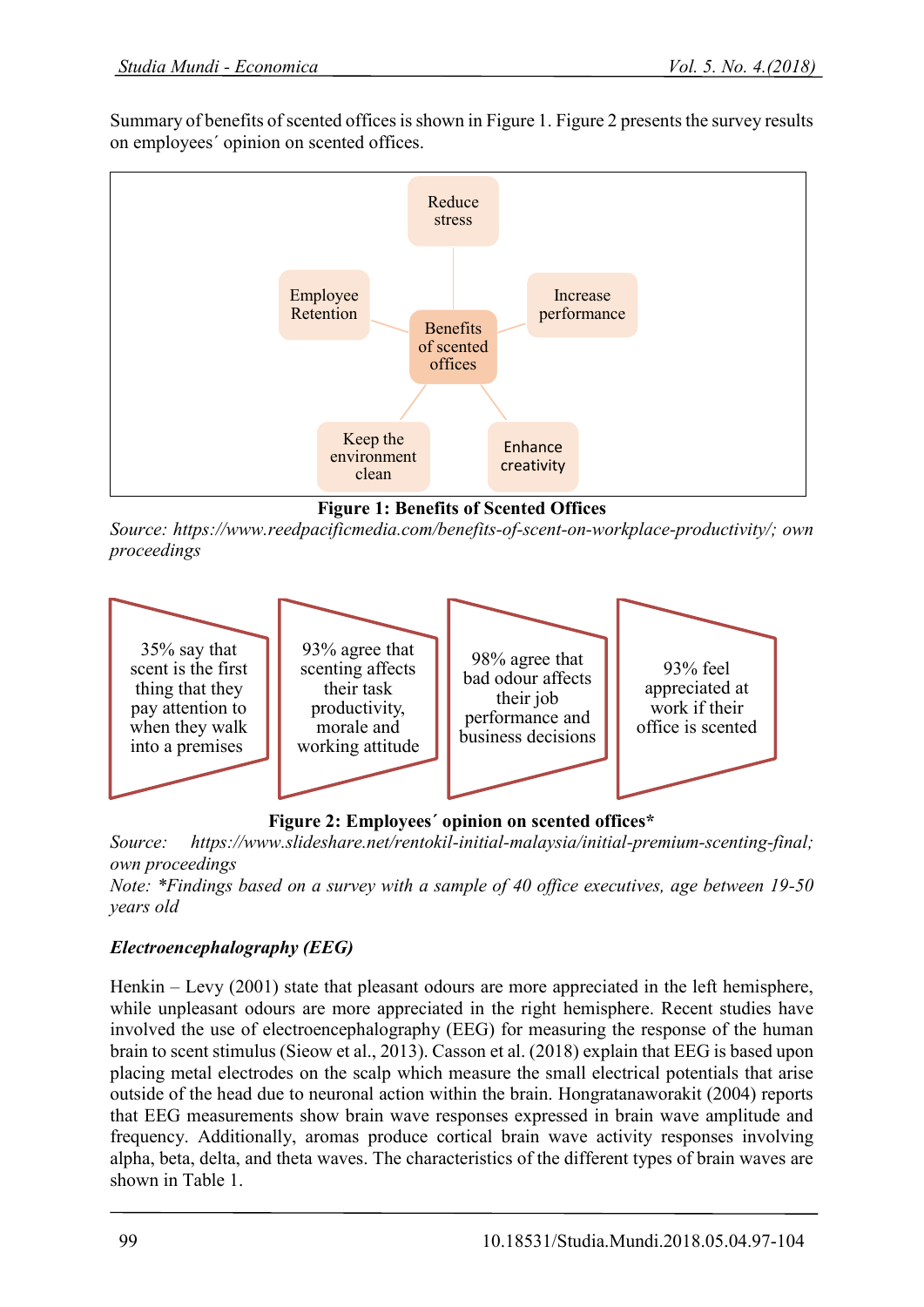Summary of benefits of scented offices is shown in Figure 1. Figure 2 presents the survey results on employees´ opinion on scented offices.

Reduce stress

Employee Retention

Benefits of scented offices

Increase performance

Keep the environment clean

Enhance creativity

**Figure 1: Benefits of Scented Offices**

*Source: https://www.reedpacificmedia.com/benefits-of-scent-on-workplace-productivity/; own proceedings*

35% say that scent is the first thing that they pay attention to when they walk into a premises

93% agree that scenting affects their task productivity, morale and working attitude

98% agree that bad odour affects their job performance and business decisions

93% feel appreciated at work if their office is scented

**Figure 2: Employees´ opinion on scented offices***

*Source: https://www.slideshare.net/rentokil-initial-malaysia/initial-premium-scenting-final; own proceedings*

*Note: *Findings based on a survey with a sample of 40 office executives, age between 19-50 years old*

### *Electroencephalography (EEG)*

Henkin – Levy (2001) state that pleasant odours are more appreciated in the left hemisphere, while unpleasant odours are more appreciated in the right hemisphere. Recent studies have involved the use of electroencephalography (EEG) for measuring the response of the human brain to scent stimulus (Sieow et al., 2013). Casson et al. (2018) explain that EEG is based upon placing metal electrodes on the scalp which measure the small electrical potentials that arise outside of the head due to neuronal action within the brain. Hongratanaworakit (2004) reports that EEG measurements show brain wave responses expressed in brain wave amplitude and frequency. Additionally, aromas produce cortical brain wave activity responses involving alpha, beta, delta, and theta waves. The characteristics of the different types of brain waves are shown in Table 1.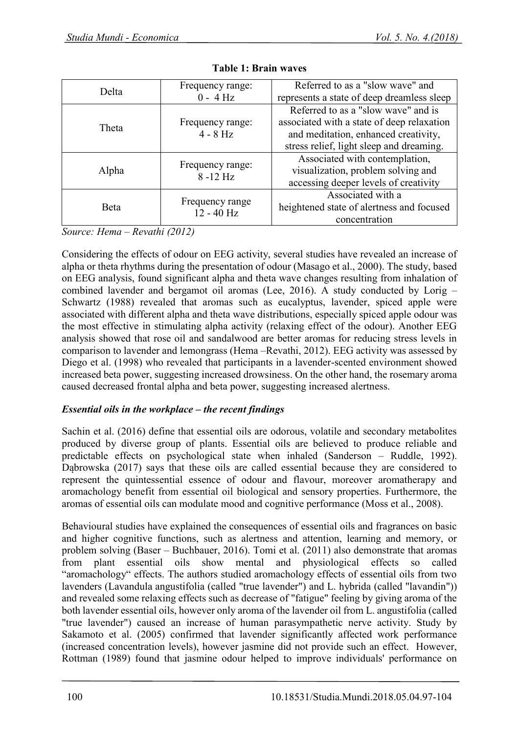**Table 1: Brain waves**

| | | |
|---|---|---|
| Delta | Frequency range: 0 - 4 Hz | Referred to as a "slow wave" and represents a state of deep dreamless sleep |
| Theta | Frequency range: 4 - 8 Hz | Referred to as a "slow wave" and is associated with a state of deep relaxation and meditation, enhanced creativity, stress relief, light sleep and dreaming. |
| Alpha | Frequency range: 8 -12 Hz | Associated with contemplation, visualization, problem solving and accessing deeper levels of creativity |
| Beta | Frequency range 12 - 40 Hz | Associated with a heightened state of alertness and focused concentration |

*Source: Hema – Revathi (2012)*

Considering the effects of odour on EEG activity, several studies have revealed an increase of alpha or theta rhythms during the presentation of odour (Masago et al., 2000). The study, based on EEG analysis, found significant alpha and theta wave changes resulting from inhalation of combined lavender and bergamot oil aromas (Lee, 2016). A study conducted by Lorig – Schwartz (1988) revealed that aromas such as eucalyptus, lavender, spiced apple were associated with different alpha and theta wave distributions, especially spiced apple odour was the most effective in stimulating alpha activity (relaxing effect of the odour). Another EEG analysis showed that rose oil and sandalwood are better aromas for reducing stress levels in comparison to lavender and lemongrass (Hema –Revathi, 2012). EEG activity was assessed by Diego et al. (1998) who revealed that participants in a lavender-scented environment showed increased beta power, suggesting increased drowsiness. On the other hand, the rosemary aroma caused decreased frontal alpha and beta power, suggesting increased alertness.

### *Essential oils in the workplace – the recent findings*

Sachin et al. (2016) define that essential oils are odorous, volatile and secondary metabolites produced by diverse group of plants. Essential oils are believed to produce reliable and predictable effects on psychological state when inhaled (Sanderson – Ruddle, 1992). Dąbrowska (2017) says that these oils are called essential because they are considered to represent the quintessential essence of odour and flavour, moreover aromatherapy and aromachology benefit from essential oil biological and sensory properties. Furthermore, the aromas of essential oils can modulate mood and cognitive performance (Moss et al., 2008).

Behavioural studies have explained the consequences of essential oils and fragrances on basic and higher cognitive functions, such as alertness and attention, learning and memory, or problem solving (Baser – Buchbauer, 2016). Tomi et al. (2011) also demonstrate that aromas from plant essential oils show mental and physiological effects so called "aromachology" effects. The authors studied aromachology effects of essential oils from two lavenders (Lavandula angustifolia (called "true lavender") and L. hybrida (called "lavandin")) and revealed some relaxing effects such as decrease of "fatigue" feeling by giving aroma of the both lavender essential oils, however only aroma of the lavender oil from L. angustifolia (called "true lavender") caused an increase of human parasympathetic nerve activity. Study by Sakamoto et al. (2005) confirmed that lavender significantly affected work performance (increased concentration levels), however jasmine did not provide such an effect. However, Rottman (1989) found that jasmine odour helped to improve individuals' performance on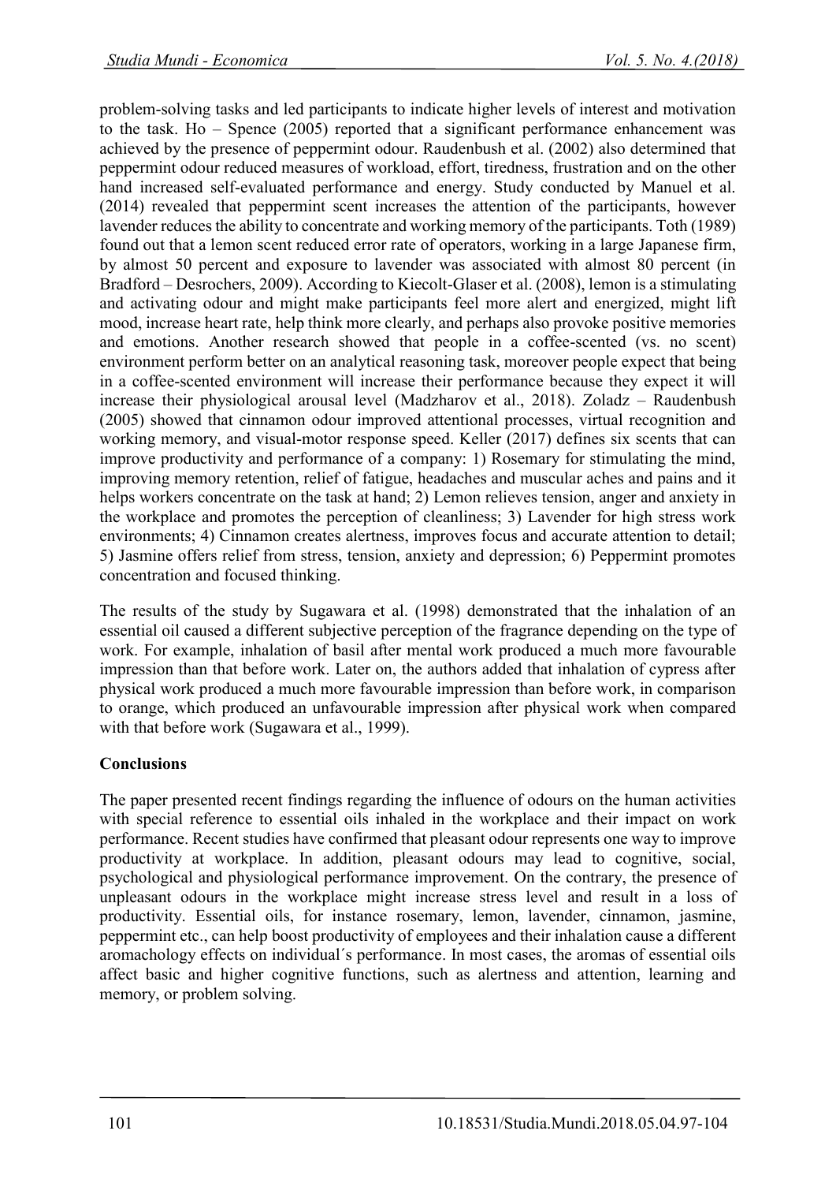problem-solving tasks and led participants to indicate higher levels of interest and motivation to the task. Ho – Spence (2005) reported that a significant performance enhancement was achieved by the presence of peppermint odour. Raudenbush et al. (2002) also determined that peppermint odour reduced measures of workload, effort, tiredness, frustration and on the other hand increased self-evaluated performance and energy. Study conducted by Manuel et al. (2014) revealed that peppermint scent increases the attention of the participants, however lavender reduces the ability to concentrate and working memory of the participants. Toth (1989) found out that a lemon scent reduced error rate of operators, working in a large Japanese firm, by almost 50 percent and exposure to lavender was associated with almost 80 percent (in Bradford – Desrochers, 2009). According to Kiecolt-Glaser et al. (2008), lemon is a stimulating and activating odour and might make participants feel more alert and energized, might lift mood, increase heart rate, help think more clearly, and perhaps also provoke positive memories and emotions. Another research showed that people in a coffee-scented (vs. no scent) environment perform better on an analytical reasoning task, moreover people expect that being in a coffee-scented environment will increase their performance because they expect it will increase their physiological arousal level (Madzharov et al., 2018). Zoladz – Raudenbush (2005) showed that cinnamon odour improved attentional processes, virtual recognition and working memory, and visual-motor response speed. Keller (2017) defines six scents that can improve productivity and performance of a company: 1) Rosemary for stimulating the mind, improving memory retention, relief of fatigue, headaches and muscular aches and pains and it helps workers concentrate on the task at hand; 2) Lemon relieves tension, anger and anxiety in the workplace and promotes the perception of cleanliness; 3) Lavender for high stress work environments; 4) Cinnamon creates alertness, improves focus and accurate attention to detail; 5) Jasmine offers relief from stress, tension, anxiety and depression; 6) Peppermint promotes concentration and focused thinking.

The results of the study by Sugawara et al. (1998) demonstrated that the inhalation of an essential oil caused a different subjective perception of the fragrance depending on the type of work. For example, inhalation of basil after mental work produced a much more favourable impression than that before work. Later on, the authors added that inhalation of cypress after physical work produced a much more favourable impression than before work, in comparison to orange, which produced an unfavourable impression after physical work when compared with that before work (Sugawara et al., 1999).

## Conclusions

The paper presented recent findings regarding the influence of odours on the human activities with special reference to essential oils inhaled in the workplace and their impact on work performance. Recent studies have confirmed that pleasant odour represents one way to improve productivity at workplace. In addition, pleasant odours may lead to cognitive, social, psychological and physiological performance improvement. On the contrary, the presence of unpleasant odours in the workplace might increase stress level and result in a loss of productivity. Essential oils, for instance rosemary, lemon, lavender, cinnamon, jasmine, peppermint etc., can help boost productivity of employees and their inhalation cause a different aromachology effects on individual´s performance. In most cases, the aromas of essential oils affect basic and higher cognitive functions, such as alertness and attention, learning and memory, or problem solving.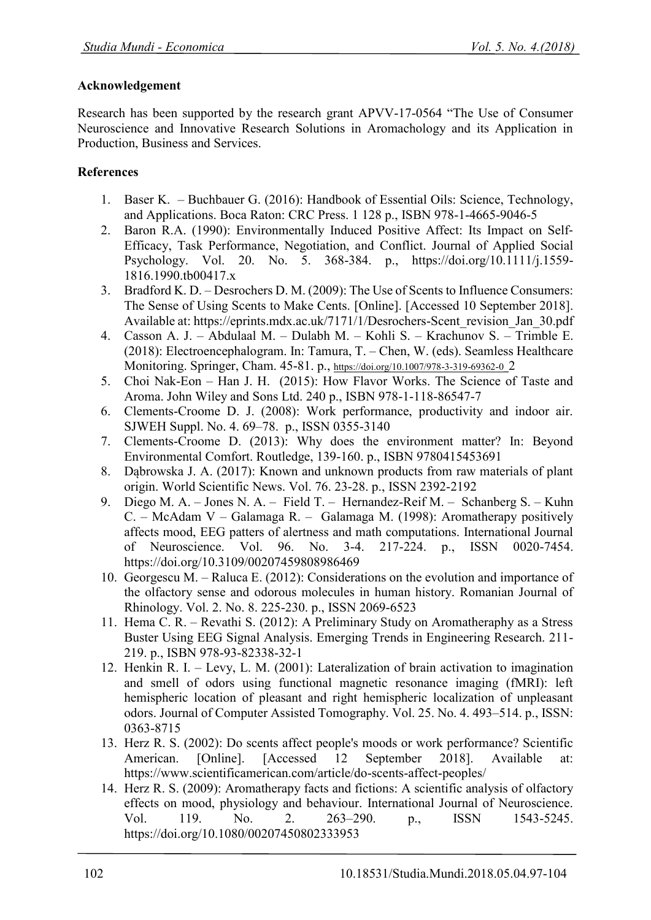**Acknowledgement**

Research has been supported by the research grant APVV-17-0564 "The Use of Consumer Neuroscience and Innovative Research Solutions in Aromachology and its Application in Production, Business and Services.

**References**

1. Baser K. – Buchbauer G. (2016): Handbook of Essential Oils: Science, Technology, and Applications. Boca Raton: CRC Press. 1 128 p., ISBN 978-1-4665-9046-5
2. Baron R.A. (1990): Environmentally Induced Positive Affect: Its Impact on Self-Efficacy, Task Performance, Negotiation, and Conflict. Journal of Applied Social Psychology. Vol. 20. No. 5. 368-384. p., https://doi.org/10.1111/j.1559-1816.1990.tb00417.x
3. Bradford K. D. – Desrochers D. M. (2009): The Use of Scents to Influence Consumers: The Sense of Using Scents to Make Cents. [Online]. [Accessed 10 September 2018]. Available at: https://eprints.mdx.ac.uk/7171/1/Desrochers-Scent_revision_Jan_30.pdf
4. Casson A. J. – Abdulaal M. – Dulabh M. – Kohli S. – Krachunov S. – Trimble E. (2018): Electroencephalogram. In: Tamura, T. – Chen, W. (eds). Seamless Healthcare Monitoring. Springer, Cham. 45-81. p., https://doi.org/10.1007/978-3-319-69362-0_2
5. Choi Nak-Eon – Han J. H. (2015): How Flavor Works. The Science of Taste and Aroma. John Wiley and Sons Ltd. 240 p., ISBN 978-1-118-86547-7
6. Clements-Croome D. J. (2008): Work performance, productivity and indoor air. SJWEH Suppl. No. 4. 69–78. p., ISSN 0355-3140
7. Clements-Croome D. (2013): Why does the environment matter? In: Beyond Environmental Comfort. Routledge, 139-160. p., ISBN 9780415453691
8. Dąbrowska J. A. (2017): Known and unknown products from raw materials of plant origin. World Scientific News. Vol. 76. 23-28. p., ISSN 2392-2192
9. Diego M. A. – Jones N. A. – Field T. – Hernandez-Reif M. – Schanberg S. – Kuhn C. – McAdam V – Galamaga R. – Galamaga M. (1998): Aromatherapy positively affects mood, EEG patters of alertness and math computations. International Journal of Neuroscience. Vol. 96. No. 3-4. 217-224. p., ISSN 0020-7454. https://doi.org/10.3109/00207459808986469
10. Georgescu M. – Raluca E. (2012): Considerations on the evolution and importance of the olfactory sense and odorous molecules in human history. Romanian Journal of Rhinology. Vol. 2. No. 8. 225-230. p., ISSN 2069-6523
11. Hema C. R. – Revathi S. (2012): A Preliminary Study on Aromatheraphy as a Stress Buster Using EEG Signal Analysis. Emerging Trends in Engineering Research. 211-219. p., ISBN 978-93-82338-32-1
12. Henkin R. I. – Levy, L. M. (2001): Lateralization of brain activation to imagination and smell of odors using functional magnetic resonance imaging (fMRI): left hemispheric location of pleasant and right hemispheric localization of unpleasant odors. Journal of Computer Assisted Tomography. Vol. 25. No. 4. 493–514. p., ISSN: 0363-8715
13. Herz R. S. (2002): Do scents affect people's moods or work performance? Scientific American. [Online]. [Accessed 12 September 2018]. Available at: https://www.scientificamerican.com/article/do-scents-affect-peoples/
14. Herz R. S. (2009): Aromatherapy facts and fictions: A scientific analysis of olfactory effects on mood, physiology and behaviour. International Journal of Neuroscience. Vol. 119. No. 2. 263–290. p., ISSN 1543-5245. https://doi.org/10.1080/00207450802333953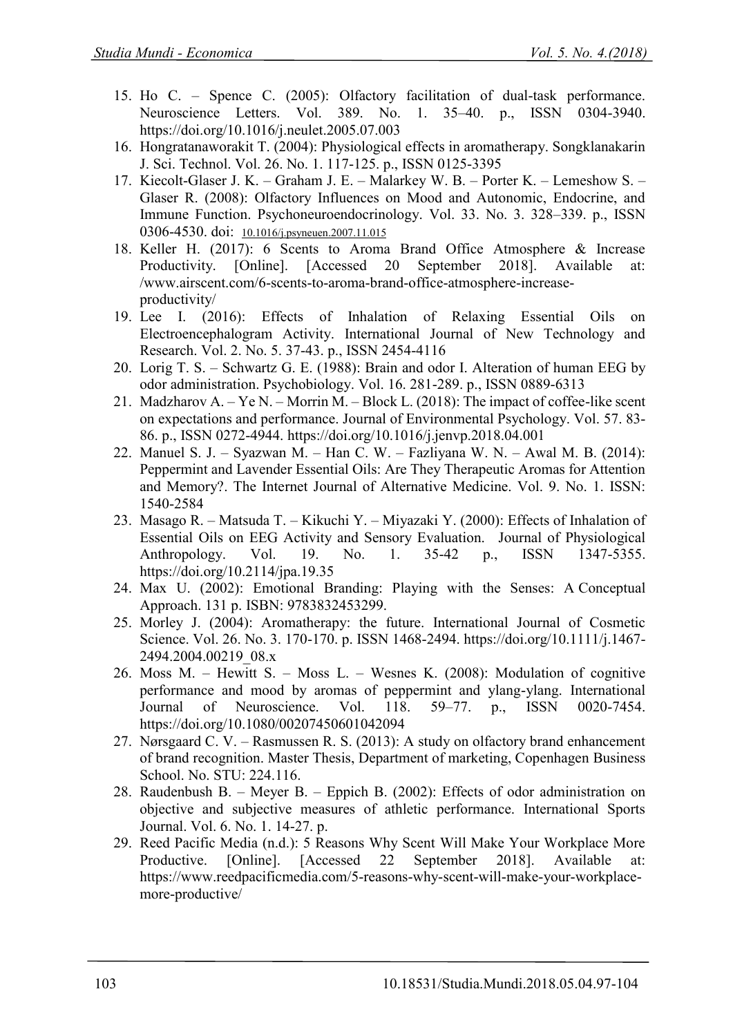15. Ho C. – Spence C. (2005): Olfactory facilitation of dual-task performance. Neuroscience Letters. Vol. 389. No. 1. 35–40. p., ISSN 0304-3940. https://doi.org/10.1016/j.neulet.2005.07.003
16. Hongratanaworakit T. (2004): Physiological effects in aromatherapy. Songklanakarin J. Sci. Technol. Vol. 26. No. 1. 117-125. p., ISSN 0125-3395
17. Kiecolt-Glaser J. K. – Graham J. E. – Malarkey W. B. – Porter K. – Lemeshow S. – Glaser R. (2008): Olfactory Influences on Mood and Autonomic, Endocrine, and Immune Function. Psychoneuroendocrinology. Vol. 33. No. 3. 328–339. p., ISSN 0306-4530. doi: 10.1016/j.psyneuen.2007.11.015
18. Keller H. (2017): 6 Scents to Aroma Brand Office Atmosphere & Increase Productivity. [Online]. [Accessed 20 September 2018]. Available at: /www.airscent.com/6-scents-to-aroma-brand-office-atmosphere-increase-productivity/
19. Lee I. (2016): Effects of Inhalation of Relaxing Essential Oils on Electroencephalogram Activity. International Journal of New Technology and Research. Vol. 2. No. 5. 37-43. p., ISSN 2454-4116
20. Lorig T. S. – Schwartz G. E. (1988): Brain and odor I. Alteration of human EEG by odor administration. Psychobiology. Vol. 16. 281-289. p., ISSN 0889-6313
21. Madzharov A. – Ye N. – Morrin M. – Block L. (2018): The impact of coffee-like scent on expectations and performance. Journal of Environmental Psychology. Vol. 57. 83-86. p., ISSN 0272-4944. https://doi.org/10.1016/j.jenvp.2018.04.001
22. Manuel S. J. – Syazwan M. – Han C. W. – Fazliyana W. N. – Awal M. B. (2014): Peppermint and Lavender Essential Oils: Are They Therapeutic Aromas for Attention and Memory?. The Internet Journal of Alternative Medicine. Vol. 9. No. 1. ISSN: 1540-2584
23. Masago R. – Matsuda T. – Kikuchi Y. – Miyazaki Y. (2000): Effects of Inhalation of Essential Oils on EEG Activity and Sensory Evaluation. Journal of Physiological Anthropology. Vol. 19. No. 1. 35-42 p., ISSN 1347-5355. https://doi.org/10.2114/jpa.19.35
24. Max U. (2002): Emotional Branding: Playing with the Senses: A Conceptual Approach. 131 p. ISBN: 9783832453299.
25. Morley J. (2004): Aromatherapy: the future. International Journal of Cosmetic Science. Vol. 26. No. 3. 170-170. p. ISSN 1468-2494. https://doi.org/10.1111/j.1467-2494.2004.00219_08.x
26. Moss M. – Hewitt S. – Moss L. – Wesnes K. (2008): Modulation of cognitive performance and mood by aromas of peppermint and ylang-ylang. International Journal of Neuroscience. Vol. 118. 59–77. p., ISSN 0020-7454. https://doi.org/10.1080/00207450601042094
27. Nørsgaard C. V. – Rasmussen R. S. (2013): A study on olfactory brand enhancement of brand recognition. Master Thesis, Department of marketing, Copenhagen Business School. No. STU: 224.116.
28. Raudenbush B. – Meyer B. – Eppich B. (2002): Effects of odor administration on objective and subjective measures of athletic performance. International Sports Journal. Vol. 6. No. 1. 14-27. p.
29. Reed Pacific Media (n.d.): 5 Reasons Why Scent Will Make Your Workplace More Productive. [Online]. [Accessed 22 September 2018]. Available at: https://www.reedpacificmedia.com/5-reasons-why-scent-will-make-your-workplace-more-productive/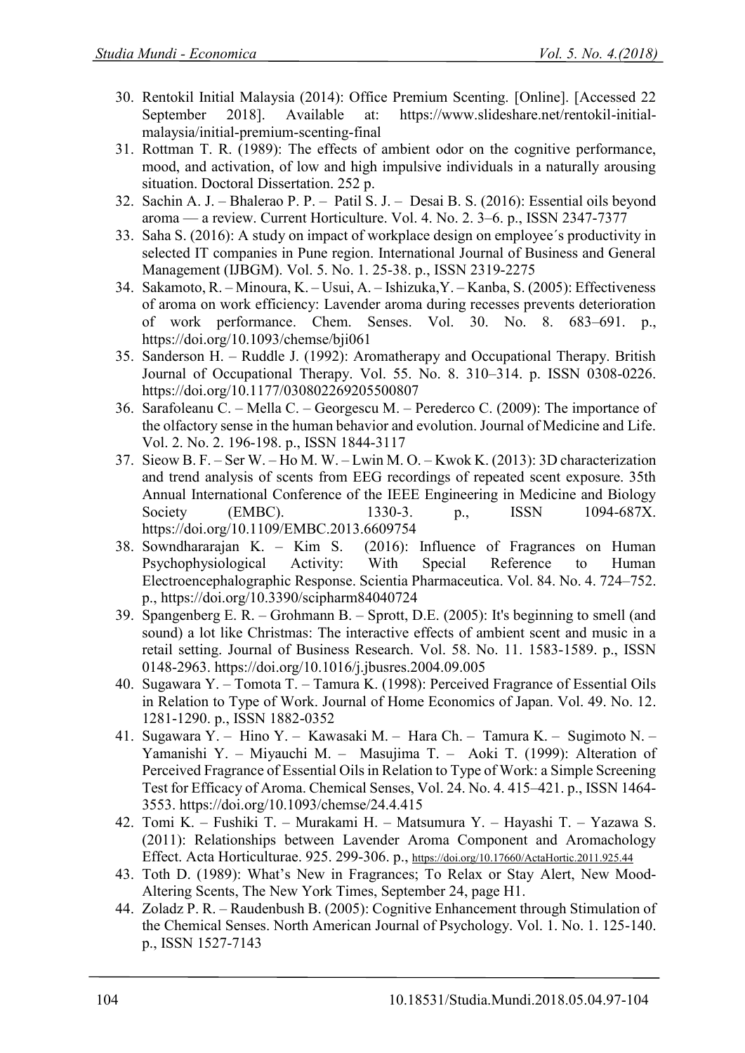30. Rentokil Initial Malaysia (2014): Office Premium Scenting. [Online]. [Accessed 22 September 2018]. Available at: https://www.slideshare.net/rentokil-initial-malaysia/initial-premium-scenting-final
31. Rottman T. R. (1989): The effects of ambient odor on the cognitive performance, mood, and activation, of low and high impulsive individuals in a naturally arousing situation. Doctoral Dissertation. 252 p.
32. Sachin A. J. – Bhalerao P. P. – Patil S. J. – Desai B. S. (2016): Essential oils beyond aroma — a review. Current Horticulture. Vol. 4. No. 2. 3–6. p., ISSN 2347-7377
33. Saha S. (2016): A study on impact of workplace design on employee´s productivity in selected IT companies in Pune region. International Journal of Business and General Management (IJBGM). Vol. 5. No. 1. 25-38. p., ISSN 2319-2275
34. Sakamoto, R. – Minoura, K. – Usui, A. – Ishizuka,Y. – Kanba, S. (2005): Effectiveness of aroma on work efficiency: Lavender aroma during recesses prevents deterioration of work performance. Chem. Senses. Vol. 30. No. 8. 683–691. p., https://doi.org/10.1093/chemse/bji061
35. Sanderson H. – Ruddle J. (1992): Aromatherapy and Occupational Therapy. British Journal of Occupational Therapy. Vol. 55. No. 8. 310–314. p. ISSN 0308-0226. https://doi.org/10.1177/030802269205500807
36. Sarafoleanu C. – Mella C. – Georgescu M. – Perederco C. (2009): The importance of the olfactory sense in the human behavior and evolution. Journal of Medicine and Life. Vol. 2. No. 2. 196-198. p., ISSN 1844-3117
37. Sieow B. F. – Ser W. – Ho M. W. – Lwin M. O. – Kwok K. (2013): 3D characterization and trend analysis of scents from EEG recordings of repeated scent exposure. 35th Annual International Conference of the IEEE Engineering in Medicine and Biology Society (EMBC). 1330-3. p., ISSN 1094-687X. https://doi.org/10.1109/EMBC.2013.6609754
38. Sowndhararajan K. – Kim S. (2016): Influence of Fragrances on Human Psychophysiological Activity: With Special Reference to Human Electroencephalographic Response. Scientia Pharmaceutica. Vol. 84. No. 4. 724–752. p., https://doi.org/10.3390/scipharm84040724
39. Spangenberg E. R. – Grohmann B. – Sprott, D.E. (2005): It's beginning to smell (and sound) a lot like Christmas: The interactive effects of ambient scent and music in a retail setting. Journal of Business Research. Vol. 58. No. 11. 1583-1589. p., ISSN 0148-2963. https://doi.org/10.1016/j.jbusres.2004.09.005
40. Sugawara Y. – Tomota T. – Tamura K. (1998): Perceived Fragrance of Essential Oils in Relation to Type of Work. Journal of Home Economics of Japan. Vol. 49. No. 12. 1281-1290. p., ISSN 1882-0352
41. Sugawara Y. – Hino Y. – Kawasaki M. – Hara Ch. – Tamura K. – Sugimoto N. – Yamanishi Y. – Miyauchi M. – Masujima T. – Aoki T. (1999): Alteration of Perceived Fragrance of Essential Oils in Relation to Type of Work: a Simple Screening Test for Efficacy of Aroma. Chemical Senses, Vol. 24. No. 4. 415–421. p., ISSN 1464-3553. https://doi.org/10.1093/chemse/24.4.415
42. Tomi K. – Fushiki T. – Murakami H. – Matsumura Y. – Hayashi T. – Yazawa S. (2011): Relationships between Lavender Aroma Component and Aromachology Effect. Acta Horticulturae. 925. 299-306. p., https://doi.org/10.17660/ActaHortic.2011.925.44
43. Toth D. (1989): What's New in Fragrances; To Relax or Stay Alert, New Mood-Altering Scents, The New York Times, September 24, page H1.
44. Zoladz P. R. – Raudenbush B. (2005): Cognitive Enhancement through Stimulation of the Chemical Senses. North American Journal of Psychology. Vol. 1. No. 1. 125-140. p., ISSN 1527-7143